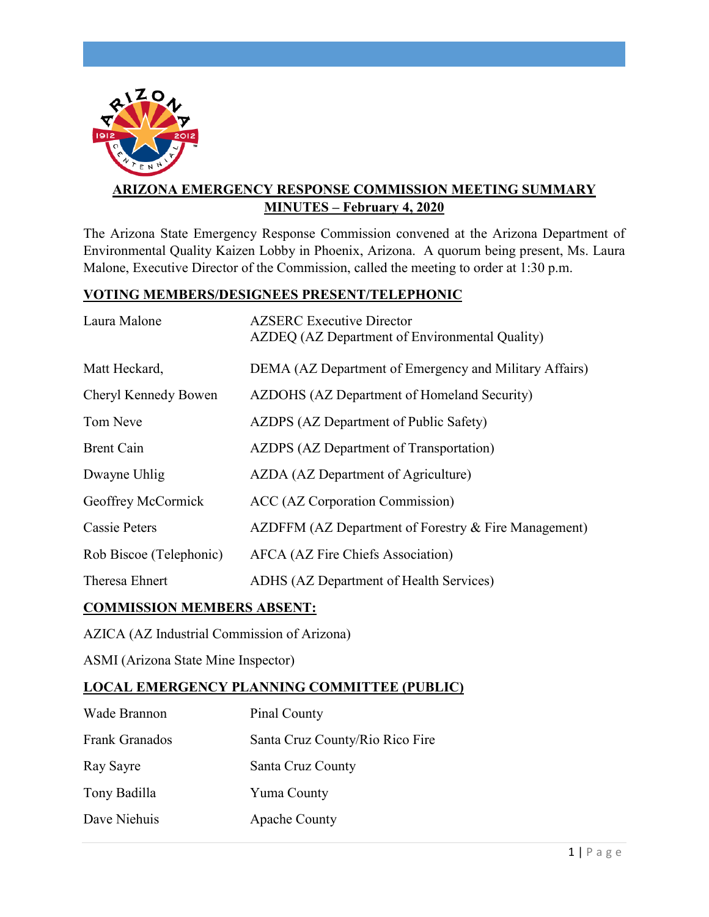**ARIZONA EMERGENCY RESPONSE COMMISSION MEETING SUMMARY MINUTES – February 4, 2020**

The Arizona State Emergency Response Commission convened at the Arizona Department of Environmental Quality Kaizen Lobby in Phoenix, Arizona. A quorum being present, Ms. Laura Malone, Executive Director of the Commission, called the meeting to order at 1:30 p.m.

## VOTING MEMBERS/DESIGNEES PRESENT/TELEPHONIC

| | |
|---|---|
| Laura Malone | AZSERC Executive Director<br>AZDEQ (AZ Department of Environmental Quality) |
| Matt Heckard, | DEMA (AZ Department of Emergency and Military Affairs) |
| Cheryl Kennedy Bowen | AZDOHS (AZ Department of Homeland Security) |
| Tom Neve | AZDPS (AZ Department of Public Safety) |
| Brent Cain | AZDPS (AZ Department of Transportation) |
| Dwayne Uhlig | AZDA (AZ Department of Agriculture) |
| Geoffrey McCormick | ACC (AZ Corporation Commission) |
| Cassie Peters | AZDFFM (AZ Department of Forestry & Fire Management) |
| Rob Biscoe (Telephonic) | AFCA (AZ Fire Chiefs Association) |
| Theresa Ehnert | ADHS (AZ Department of Health Services) |

## COMMISSION MEMBERS ABSENT:

AZICA (AZ Industrial Commission of Arizona)

ASMI (Arizona State Mine Inspector)

## LOCAL EMERGENCY PLANNING COMMITTEE (PUBLIC)

| | |
|---|---|
| Wade Brannon | Pinal County |
| Frank Granados | Santa Cruz County/Rio Rico Fire |
| Ray Sayre | Santa Cruz County |
| Tony Badilla | Yuma County |
| Dave Niehuis | Apache County |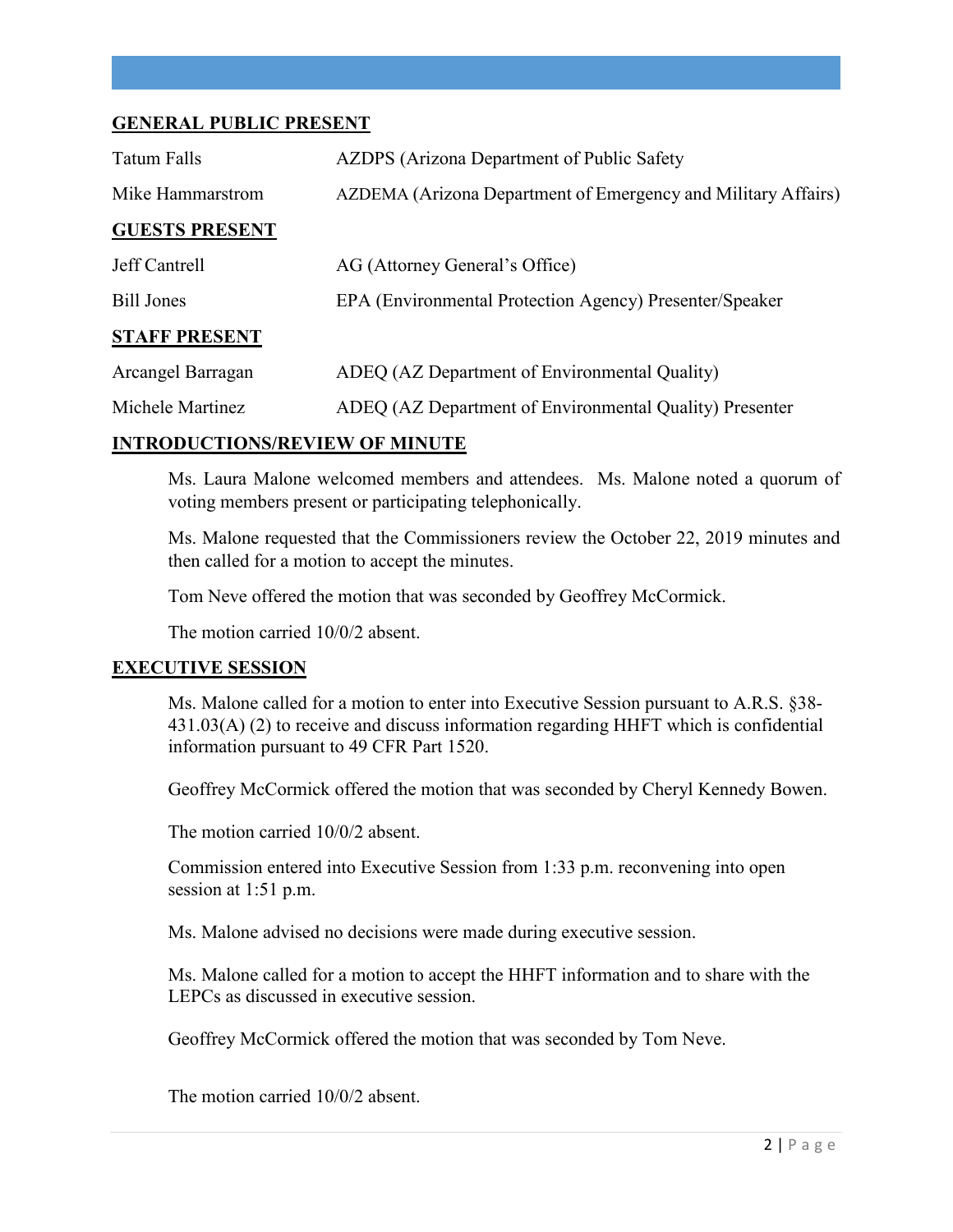## GENERAL PUBLIC PRESENT

| | |
|---|---|
| Tatum Falls | AZDPS (Arizona Department of Public Safety |
| Mike Hammarstrom | AZDEMA (Arizona Department of Emergency and Military Affairs) |

## GUESTS PRESENT

| | |
|---|---|
| Jeff Cantrell | AG (Attorney General's Office) |
| Bill Jones | EPA (Environmental Protection Agency) Presenter/Speaker |

## STAFF PRESENT

| | |
|---|---|
| Arcangel Barragan | ADEQ (AZ Department of Environmental Quality) |
| Michele Martinez | ADEQ (AZ Department of Environmental Quality) Presenter |

## INTRODUCTIONS/REVIEW OF MINUTE

Ms. Laura Malone welcomed members and attendees. Ms. Malone noted a quorum of voting members present or participating telephonically.

Ms. Malone requested that the Commissioners review the October 22, 2019 minutes and then called for a motion to accept the minutes.

Tom Neve offered the motion that was seconded by Geoffrey McCormick.

The motion carried 10/0/2 absent.

## EXECUTIVE SESSION

Ms. Malone called for a motion to enter into Executive Session pursuant to A.R.S. §38-431.03(A) (2) to receive and discuss information regarding HHFT which is confidential information pursuant to 49 CFR Part 1520.

Geoffrey McCormick offered the motion that was seconded by Cheryl Kennedy Bowen.

The motion carried 10/0/2 absent.

Commission entered into Executive Session from 1:33 p.m. reconvening into open session at 1:51 p.m.

Ms. Malone advised no decisions were made during executive session.

Ms. Malone called for a motion to accept the HHFT information and to share with the LEPCs as discussed in executive session.

Geoffrey McCormick offered the motion that was seconded by Tom Neve.

The motion carried 10/0/2 absent.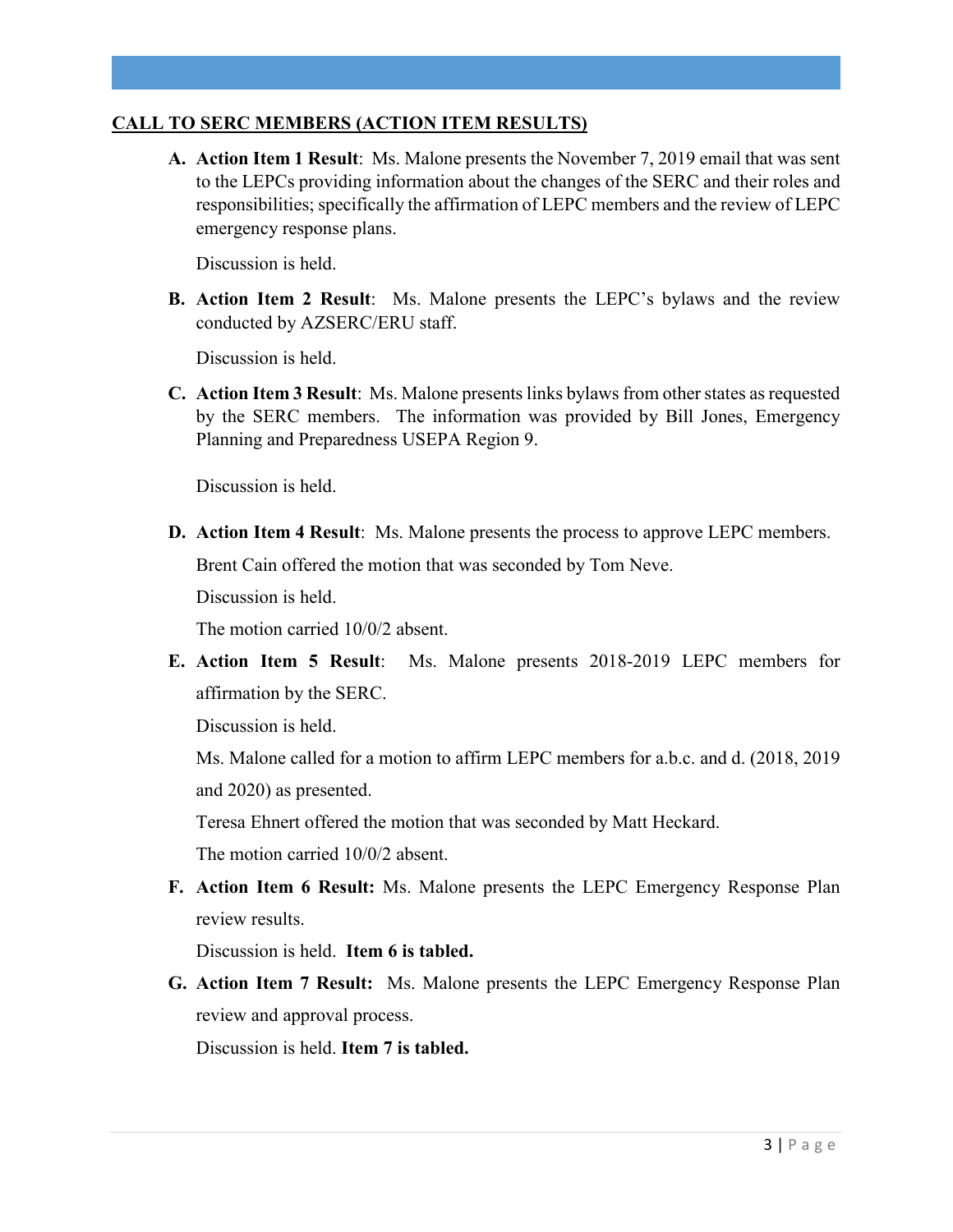## CALL TO SERC MEMBERS (ACTION ITEM RESULTS)

A. **Action Item 1 Result**: Ms. Malone presents the November 7, 2019 email that was sent to the LEPCs providing information about the changes of the SERC and their roles and responsibilities; specifically the affirmation of LEPC members and the review of LEPC emergency response plans.

   Discussion is held.

B. **Action Item 2 Result**: Ms. Malone presents the LEPC's bylaws and the review conducted by AZSERC/ERU staff.

   Discussion is held.

C. **Action Item 3 Result**: Ms. Malone presents links bylaws from other states as requested by the SERC members. The information was provided by Bill Jones, Emergency Planning and Preparedness USEPA Region 9.

   Discussion is held.

D. **Action Item 4 Result**: Ms. Malone presents the process to approve LEPC members.

   Brent Cain offered the motion that was seconded by Tom Neve.

   Discussion is held.

   The motion carried 10/0/2 absent.

E. **Action Item 5 Result**: Ms. Malone presents 2018-2019 LEPC members for affirmation by the SERC.

   Discussion is held.

   Ms. Malone called for a motion to affirm LEPC members for a.b.c. and d. (2018, 2019 and 2020) as presented.

   Teresa Ehnert offered the motion that was seconded by Matt Heckard.

   The motion carried 10/0/2 absent.

F. **Action Item 6 Result:** Ms. Malone presents the LEPC Emergency Response Plan review results.

   Discussion is held. **Item 6 is tabled.**

G. **Action Item 7 Result:** Ms. Malone presents the LEPC Emergency Response Plan review and approval process.

   Discussion is held. **Item 7 is tabled.**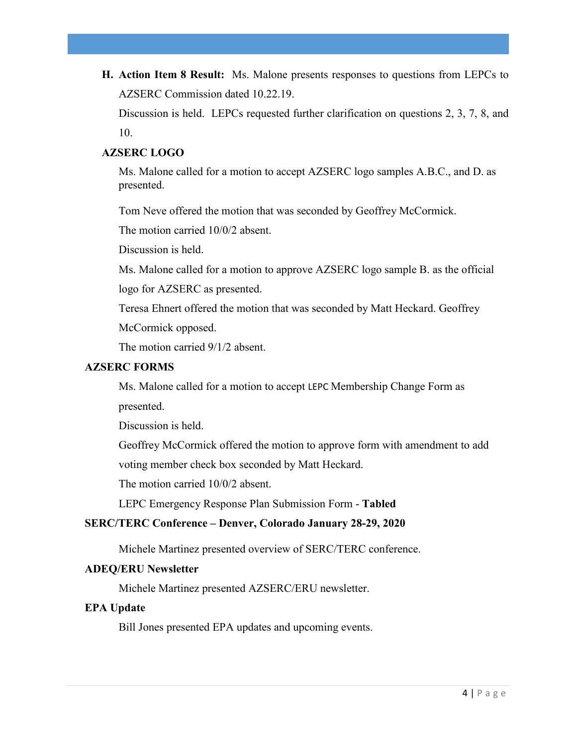**H. Action Item 8 Result:** Ms. Malone presents responses to questions from LEPCs to AZSERC Commission dated 10.22.19.

Discussion is held. LEPCs requested further clarification on questions 2, 3, 7, 8, and 10.

**AZSERC LOGO**

Ms. Malone called for a motion to accept AZSERC logo samples A.B.C., and D. as presented.

Tom Neve offered the motion that was seconded by Geoffrey McCormick.

The motion carried 10/0/2 absent.

Discussion is held.

Ms. Malone called for a motion to approve AZSERC logo sample B. as the official logo for AZSERC as presented.

Teresa Ehnert offered the motion that was seconded by Matt Heckard. Geoffrey McCormick opposed.

The motion carried 9/1/2 absent.

**AZSERC FORMS**

Ms. Malone called for a motion to accept LEPC Membership Change Form as presented.

Discussion is held.

Geoffrey McCormick offered the motion to approve form with amendment to add voting member check box seconded by Matt Heckard.

The motion carried 10/0/2 absent.

LEPC Emergency Response Plan Submission Form - **Tabled**

**SERC/TERC Conference – Denver, Colorado January 28-29, 2020**

Michele Martinez presented overview of SERC/TERC conference.

**ADEQ/ERU Newsletter**

Michele Martinez presented AZSERC/ERU newsletter.

**EPA Update**

Bill Jones presented EPA updates and upcoming events.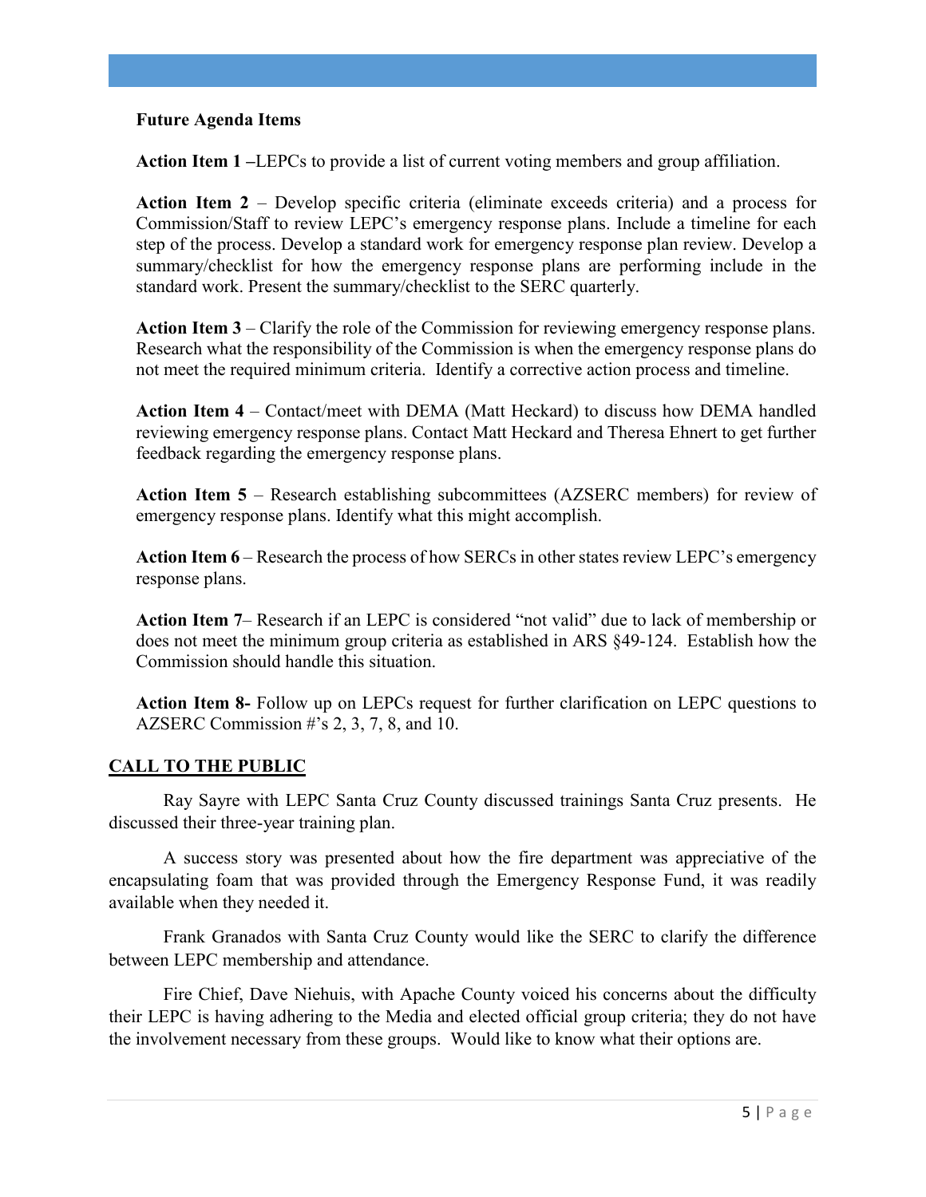**Future Agenda Items**

**Action Item 1 –**LEPCs to provide a list of current voting members and group affiliation.

**Action Item 2** – Develop specific criteria (eliminate exceeds criteria) and a process for Commission/Staff to review LEPC's emergency response plans. Include a timeline for each step of the process. Develop a standard work for emergency response plan review. Develop a summary/checklist for how the emergency response plans are performing include in the standard work. Present the summary/checklist to the SERC quarterly.

**Action Item 3** – Clarify the role of the Commission for reviewing emergency response plans. Research what the responsibility of the Commission is when the emergency response plans do not meet the required minimum criteria. Identify a corrective action process and timeline.

**Action Item 4** – Contact/meet with DEMA (Matt Heckard) to discuss how DEMA handled reviewing emergency response plans. Contact Matt Heckard and Theresa Ehnert to get further feedback regarding the emergency response plans.

**Action Item 5** – Research establishing subcommittees (AZSERC members) for review of emergency response plans. Identify what this might accomplish.

**Action Item 6** – Research the process of how SERCs in other states review LEPC's emergency response plans.

**Action Item 7**– Research if an LEPC is considered "not valid" due to lack of membership or does not meet the minimum group criteria as established in ARS §49-124. Establish how the Commission should handle this situation.

**Action Item 8-** Follow up on LEPCs request for further clarification on LEPC questions to AZSERC Commission #'s 2, 3, 7, 8, and 10.

## CALL TO THE PUBLIC

Ray Sayre with LEPC Santa Cruz County discussed trainings Santa Cruz presents. He discussed their three-year training plan.

A success story was presented about how the fire department was appreciative of the encapsulating foam that was provided through the Emergency Response Fund, it was readily available when they needed it.

Frank Granados with Santa Cruz County would like the SERC to clarify the difference between LEPC membership and attendance.

Fire Chief, Dave Niehuis, with Apache County voiced his concerns about the difficulty their LEPC is having adhering to the Media and elected official group criteria; they do not have the involvement necessary from these groups. Would like to know what their options are.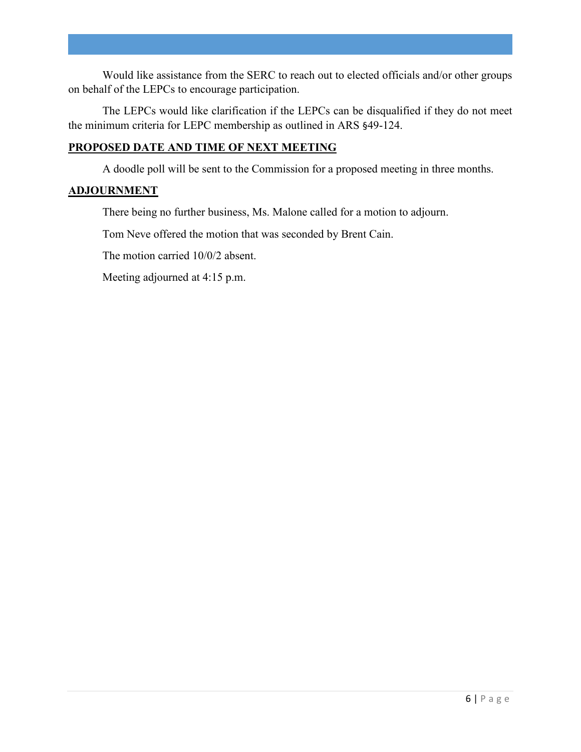Would like assistance from the SERC to reach out to elected officials and/or other groups on behalf of the LEPCs to encourage participation.

The LEPCs would like clarification if the LEPCs can be disqualified if they do not meet the minimum criteria for LEPC membership as outlined in ARS §49-124.

**PROPOSED DATE AND TIME OF NEXT MEETING**

A doodle poll will be sent to the Commission for a proposed meeting in three months.

**ADJOURNMENT**

There being no further business, Ms. Malone called for a motion to adjourn.

Tom Neve offered the motion that was seconded by Brent Cain.

The motion carried 10/0/2 absent.

Meeting adjourned at 4:15 p.m.